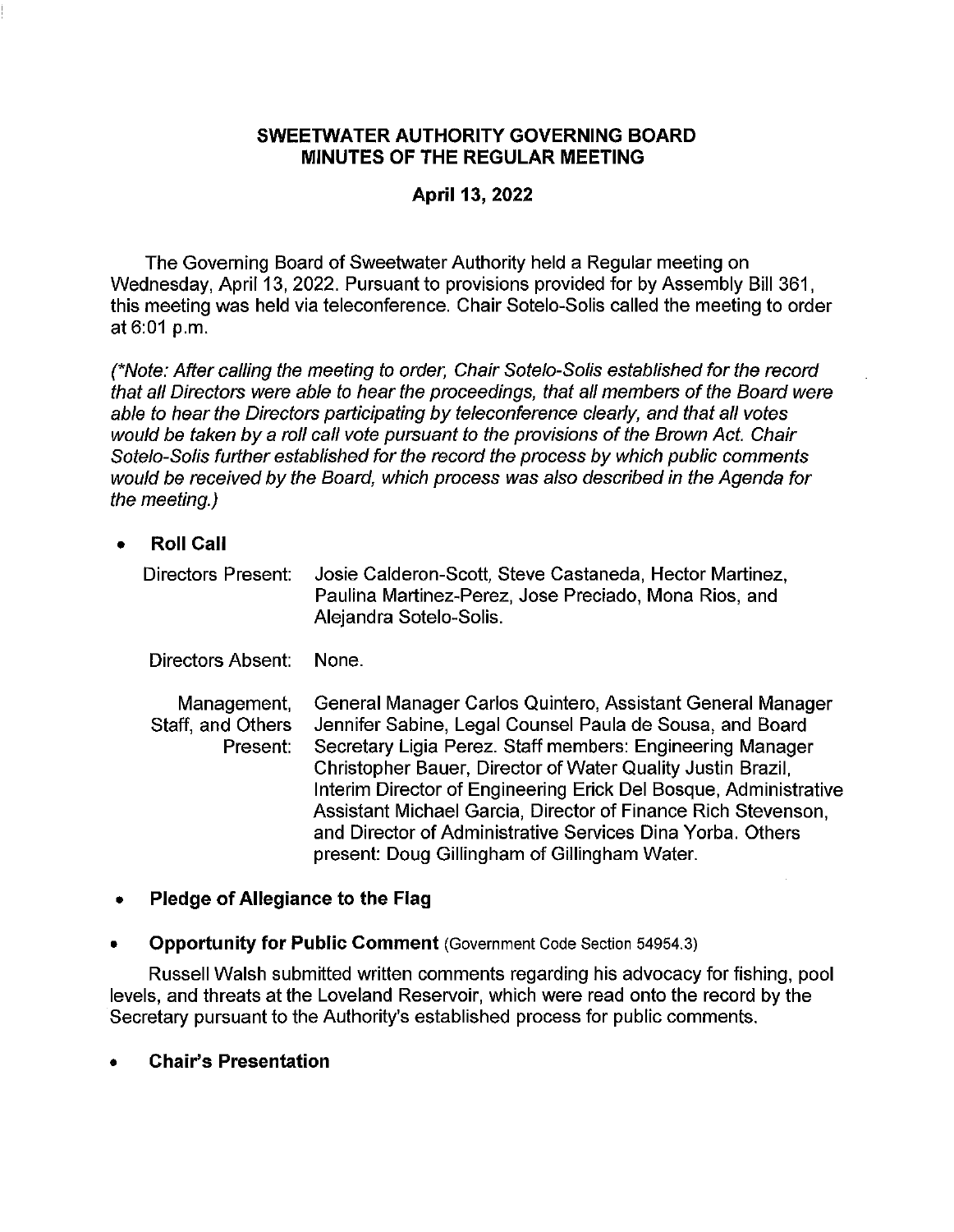# SWEETWATER AUTHORITY GOVERNING BOARD
# MINUTES OF THE REGULAR MEETING

## April 13, 2022

The Governing Board of Sweetwater Authority held a Regular meeting on Wednesday, April 13, 2022. Pursuant to provisions provided for by Assembly Bill 361, this meeting was held via teleconference. Chair Sotelo-Solis called the meeting to order at 6:01 p.m.

*(\*Note: After calling the meeting to order, Chair Sotelo-Solis established for the record that all Directors were able to hear the proceedings, that all members of the Board were able to hear the Directors participating by teleconference clearly, and that all votes would be taken by a roll call vote pursuant to the provisions of the Brown Act. Chair Sotelo-Solis further established for the record the process by which public comments would be received by the Board, which process was also described in the Agenda for the meeting.)*

- **Roll Call**

Directors Present: Josie Calderon-Scott, Steve Castaneda, Hector Martinez, Paulina Martinez-Perez, Jose Preciado, Mona Rios, and Alejandra Sotelo-Solis.

Directors Absent: None.

Management, Staff, and Others Present: General Manager Carlos Quintero, Assistant General Manager Jennifer Sabine, Legal Counsel Paula de Sousa, and Board Secretary Ligia Perez. Staff members: Engineering Manager Christopher Bauer, Director of Water Quality Justin Brazil, Interim Director of Engineering Erick Del Bosque, Administrative Assistant Michael Garcia, Director of Finance Rich Stevenson, and Director of Administrative Services Dina Yorba. Others present: Doug Gillingham of Gillingham Water.

- **Pledge of Allegiance to the Flag**

- **Opportunity for Public Comment** (Government Code Section 54954.3)

Russell Walsh submitted written comments regarding his advocacy for fishing, pool levels, and threats at the Loveland Reservoir, which were read onto the record by the Secretary pursuant to the Authority's established process for public comments.

- **Chair's Presentation**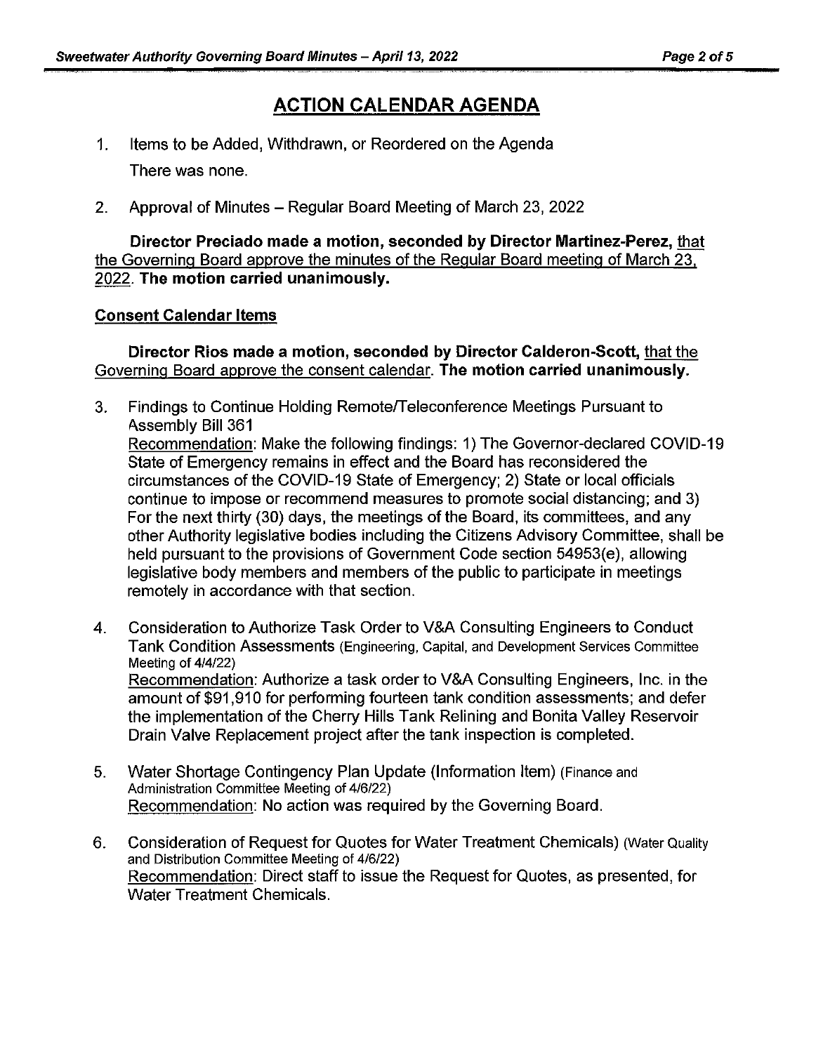## ACTION CALENDAR AGENDA

1. Items to be Added, Withdrawn, or Reordered on the Agenda

   There was none.

2. Approval of Minutes – Regular Board Meeting of March 23, 2022

**Director Preciado made a motion, seconded by Director Martinez-Perez,** that the Governing Board approve the minutes of the Regular Board meeting of March 23, 2022. **The motion carried unanimously.**

**Consent Calendar Items**

**Director Rios made a motion, seconded by Director Calderon-Scott,** that the Governing Board approve the consent calendar. **The motion carried unanimously.**

3. Findings to Continue Holding Remote/Teleconference Meetings Pursuant to Assembly Bill 361
   Recommendation: Make the following findings: 1) The Governor-declared COVID-19 State of Emergency remains in effect and the Board has reconsidered the circumstances of the COVID-19 State of Emergency; 2) State or local officials continue to impose or recommend measures to promote social distancing; and 3) For the next thirty (30) days, the meetings of the Board, its committees, and any other Authority legislative bodies including the Citizens Advisory Committee, shall be held pursuant to the provisions of Government Code section 54953(e), allowing legislative body members and members of the public to participate in meetings remotely in accordance with that section.

4. Consideration to Authorize Task Order to V&A Consulting Engineers to Conduct Tank Condition Assessments (Engineering, Capital, and Development Services Committee Meeting of 4/4/22)
   Recommendation: Authorize a task order to V&A Consulting Engineers, Inc. in the amount of $91,910 for performing fourteen tank condition assessments; and defer the implementation of the Cherry Hills Tank Relining and Bonita Valley Reservoir Drain Valve Replacement project after the tank inspection is completed.

5. Water Shortage Contingency Plan Update (Information Item) (Finance and Administration Committee Meeting of 4/6/22)
   Recommendation: No action was required by the Governing Board.

6. Consideration of Request for Quotes for Water Treatment Chemicals) (Water Quality and Distribution Committee Meeting of 4/6/22)
   Recommendation: Direct staff to issue the Request for Quotes, as presented, for Water Treatment Chemicals.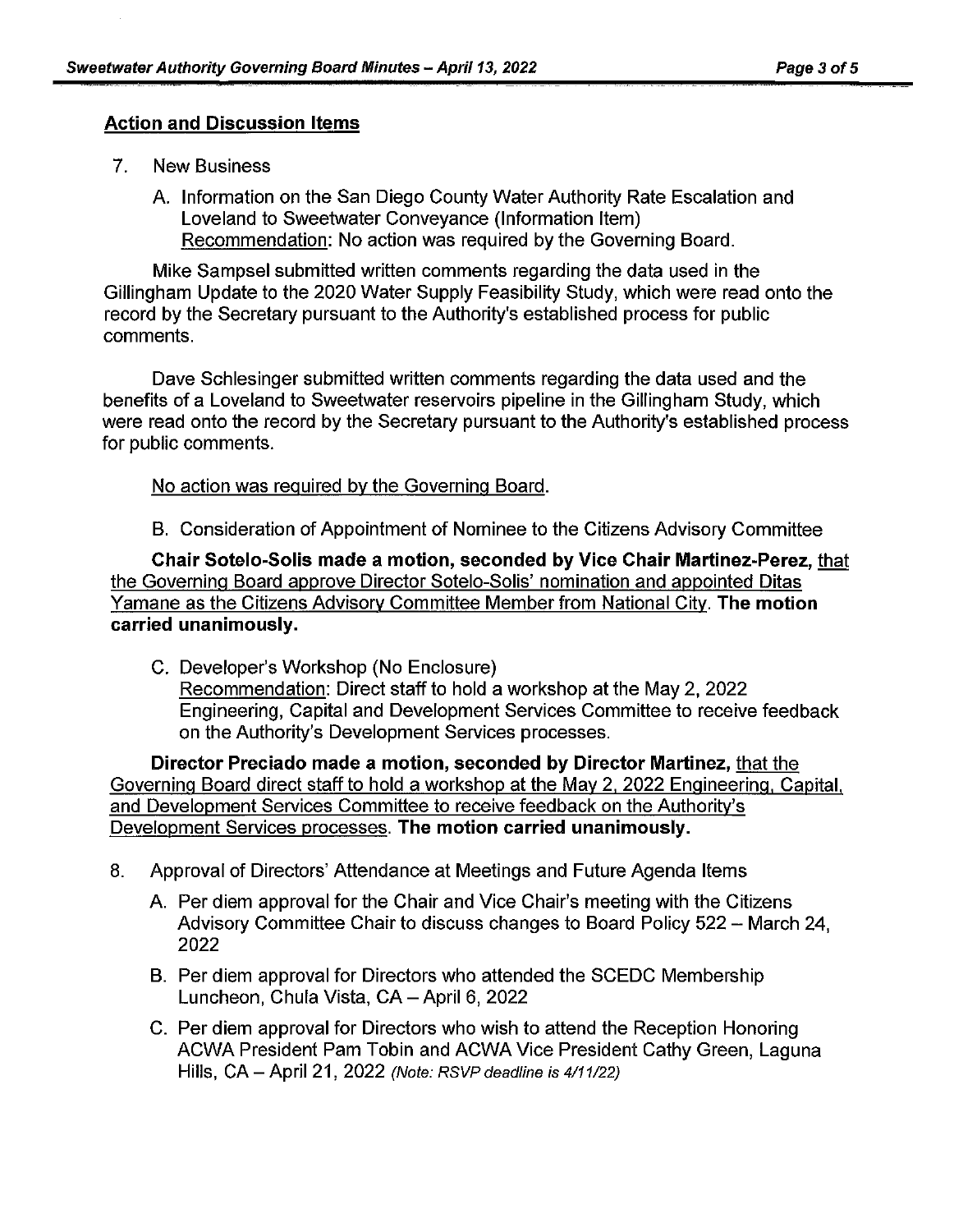## Action and Discussion Items

7. New Business

   A. Information on the San Diego County Water Authority Rate Escalation and Loveland to Sweetwater Conveyance (Information Item)
   Recommendation: No action was required by the Governing Board.

Mike Sampsel submitted written comments regarding the data used in the Gillingham Update to the 2020 Water Supply Feasibility Study, which were read onto the record by the Secretary pursuant to the Authority's established process for public comments.

Dave Schlesinger submitted written comments regarding the data used and the benefits of a Loveland to Sweetwater reservoirs pipeline in the Gillingham Study, which were read onto the record by the Secretary pursuant to the Authority's established process for public comments.

No action was required by the Governing Board.

   B. Consideration of Appointment of Nominee to the Citizens Advisory Committee

**Chair Sotelo-Solis made a motion, seconded by Vice Chair Martinez-Perez,** that the Governing Board approve Director Sotelo-Solis' nomination and appointed Ditas Yamane as the Citizens Advisory Committee Member from National City. **The motion carried unanimously.**

   C. Developer's Workshop (No Enclosure)
   Recommendation: Direct staff to hold a workshop at the May 2, 2022 Engineering, Capital and Development Services Committee to receive feedback on the Authority's Development Services processes.

**Director Preciado made a motion, seconded by Director Martinez,** that the Governing Board direct staff to hold a workshop at the May 2, 2022 Engineering, Capital, and Development Services Committee to receive feedback on the Authority's Development Services processes. **The motion carried unanimously.**

8. Approval of Directors' Attendance at Meetings and Future Agenda Items

   A. Per diem approval for the Chair and Vice Chair's meeting with the Citizens Advisory Committee Chair to discuss changes to Board Policy 522 – March 24, 2022

   B. Per diem approval for Directors who attended the SCEDC Membership Luncheon, Chula Vista, CA – April 6, 2022

   C. Per diem approval for Directors who wish to attend the Reception Honoring ACWA President Pam Tobin and ACWA Vice President Cathy Green, Laguna Hills, CA – April 21, 2022 *(Note: RSVP deadline is 4/11/22)*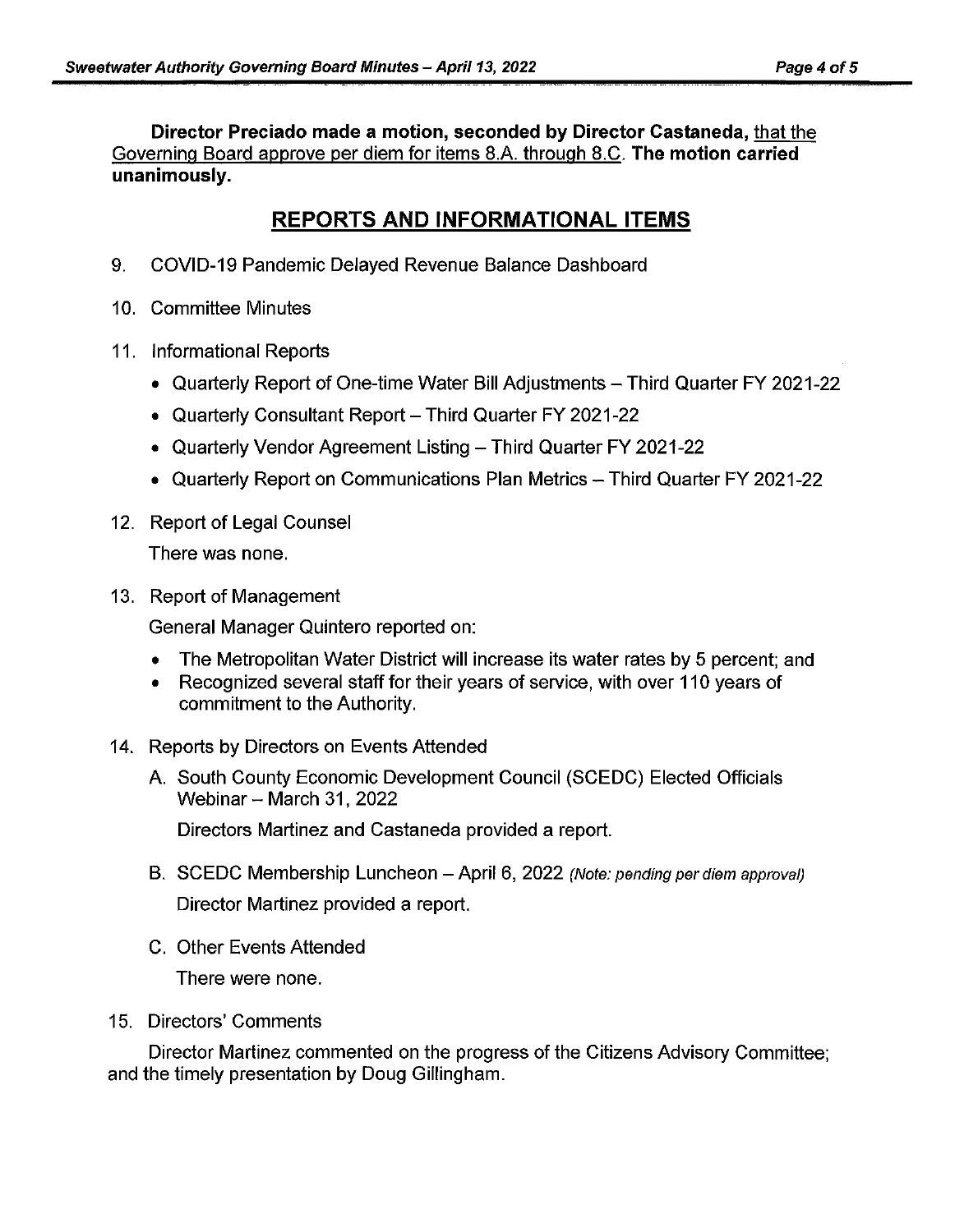**Director Preciado made a motion, seconded by Director Castaneda,** that the Governing Board approve per diem for items 8.A. through 8.C. **The motion carried unanimously.**

## REPORTS AND INFORMATIONAL ITEMS

9. COVID-19 Pandemic Delayed Revenue Balance Dashboard

10. Committee Minutes

11. Informational Reports
    - Quarterly Report of One-time Water Bill Adjustments – Third Quarter FY 2021-22
    - Quarterly Consultant Report – Third Quarter FY 2021-22
    - Quarterly Vendor Agreement Listing – Third Quarter FY 2021-22
    - Quarterly Report on Communications Plan Metrics – Third Quarter FY 2021-22

12. Report of Legal Counsel

    There was none.

13. Report of Management

    General Manager Quintero reported on:

    - The Metropolitan Water District will increase its water rates by 5 percent; and
    - Recognized several staff for their years of service, with over 110 years of commitment to the Authority.

14. Reports by Directors on Events Attended

    A. South County Economic Development Council (SCEDC) Elected Officials Webinar – March 31, 2022

    Directors Martinez and Castaneda provided a report.

    B. SCEDC Membership Luncheon – April 6, 2022 *(Note: pending per diem approval)*

    Director Martinez provided a report.

    C. Other Events Attended

    There were none.

15. Directors' Comments

    Director Martinez commented on the progress of the Citizens Advisory Committee; and the timely presentation by Doug Gillingham.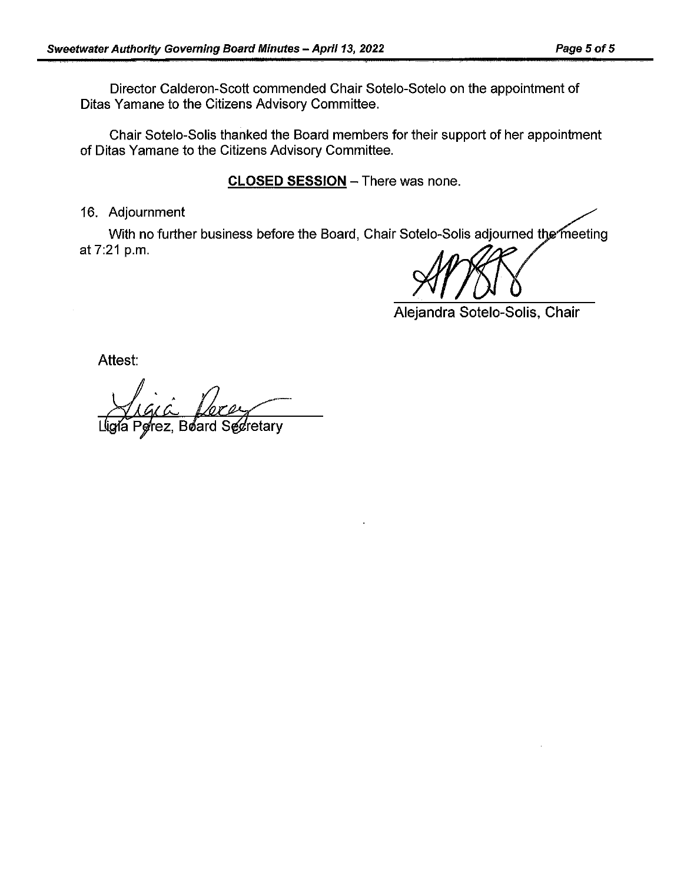Director Calderon-Scott commended Chair Sotelo-Sotelo on the appointment of Ditas Yamane to the Citizens Advisory Committee.

Chair Sotelo-Solis thanked the Board members for their support of her appointment of Ditas Yamane to the Citizens Advisory Committee.

**CLOSED SESSION** – There was none.

16. Adjournment

With no further business before the Board, Chair Sotelo-Solis adjourned the meeting at 7:21 p.m.

Alejandra Sotelo-Solis, Chair

Attest:

Ligia Perez, Board Secretary